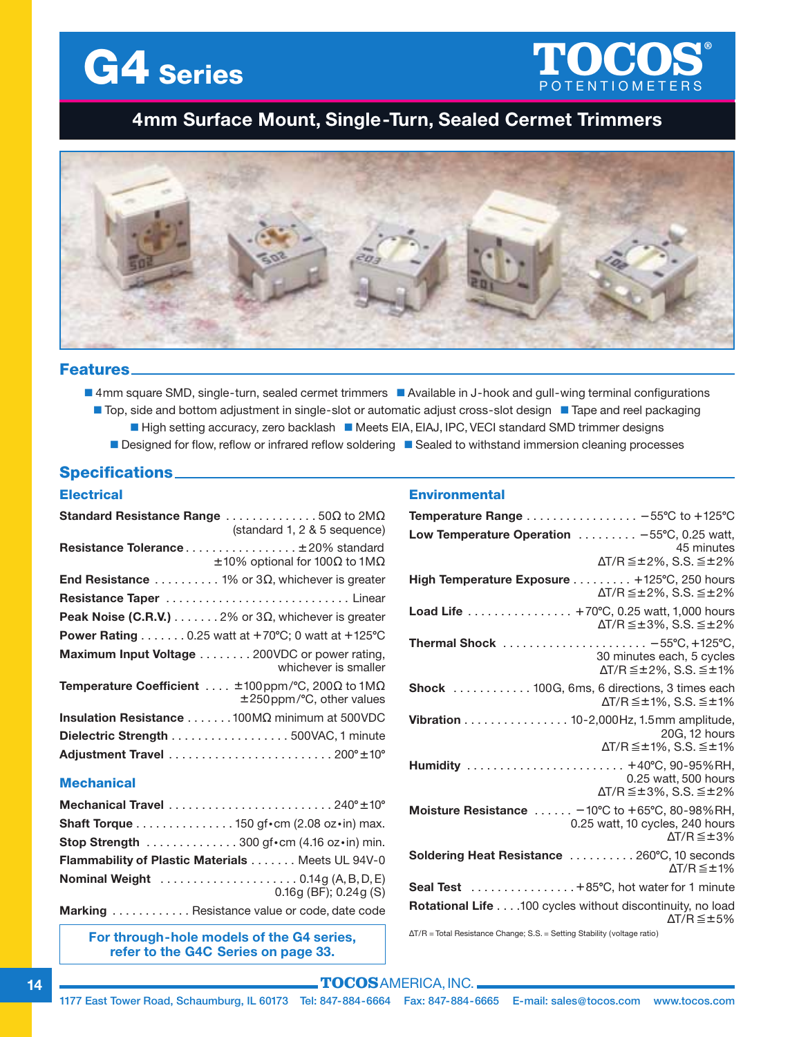# G4 Series

TOCOS® POTENTIOMETERS

## 4mm Surface Mount, Single-Turn, Sealed Cermet Trimmers

## Features

- 4mm square SMD, single-turn, sealed cermet trimmers
- Available in J-hook and gull-wing terminal configurations
- Top, side and bottom adjustment in single-slot or automatic adjust cross-slot design
- Tape and reel packaging
- High setting accuracy, zero backlash
- Meets EIA, EIAJ, IPC, VECI standard SMD trimmer designs
- Designed for flow, reflow or infrared reflow soldering
- Sealed to withstand immersion cleaning processes

## Specifications

### Electrical

**Standard Resistance Range** .............. 50Ω to 2MΩ (standard 1, 2 & 5 sequence)

**Resistance Tolerance** ................. ±20% standard ±10% optional for 100Ω to 1MΩ

**End Resistance** .......... 1% or 3Ω, whichever is greater

**Resistance Taper** ............................ Linear

**Peak Noise (C.R.V.)** ....... 2% or 3Ω, whichever is greater

**Power Rating** ....... 0.25 watt at +70°C; 0 watt at +125°C

**Maximum Input Voltage** ........ 200VDC or power rating, whichever is smaller

**Temperature Coefficient** .... ±100ppm/°C, 200Ω to 1MΩ ±250ppm/°C, other values

**Insulation Resistance** ....... 100MΩ minimum at 500VDC

**Dielectric Strength** .................. 500VAC, 1 minute

**Adjustment Travel** ......................... 200°±10°

### Mechanical

**Mechanical Travel** ......................... 240°±10°

**Shaft Torque** ............... 150 gf•cm (2.08 oz•in) max.

**Stop Strength** .............. 300 gf•cm (4.16 oz•in) min.

**Flammability of Plastic Materials** ....... Meets UL 94V-0

**Nominal Weight** ..................... 0.14g (A, B, D, E) 0.16g (BF); 0.24g (S)

**Marking** ............ Resistance value or code, date code

**For through-hole models of the G4 series, refer to the G4C Series on page 33.**

### Environmental

**Temperature Range** ................. −55°C to +125°C

**Low Temperature Operation** ......... −55°C, 0.25 watt, 45 minutes ΔT/R≦±2%, S.S.≦±2%

**High Temperature Exposure** ......... +125°C, 250 hours ΔT/R≦±2%, S.S.≦±2%

**Load Life** ................ +70°C, 0.25 watt, 1,000 hours ΔT/R≦±3%, S.S.≦±2%

**Thermal Shock** ...................... −55°C, +125°C, 30 minutes each, 5 cycles ΔT/R≦±2%, S.S.≦±1%

**Shock** ............ 100G, 6ms, 6 directions, 3 times each ΔT/R≦±1%, S.S.≦±1%

**Vibration** ................ 10-2,000Hz, 1.5mm amplitude, 20G, 12 hours ΔT/R≦±1%, S.S.≦±1%

**Humidity** ........................ +40°C, 90-95%RH, 0.25 watt, 500 hours ΔT/R≦±3%, S.S.≦±2%

**Moisture Resistance** ...... −10°C to +65°C, 80-98%RH, 0.25 watt, 10 cycles, 240 hours ΔT/R≦±3%

**Soldering Heat Resistance** .......... 260°C, 10 seconds ΔT/R≦±1%

**Seal Test** ................ +85°C, hot water for 1 minute

**Rotational Life** ....100 cycles without discontinuity, no load ΔT/R≦±5%

ΔT/R = Total Resistance Change; S.S. = Setting Stability (voltage ratio)

TOCOS AMERICA, INC.

1177 East Tower Road, Schaumburg, IL 60173 Tel: 847-884-6664 Fax: 847-884-6665 E-mail: sales@tocos.com www.tocos.com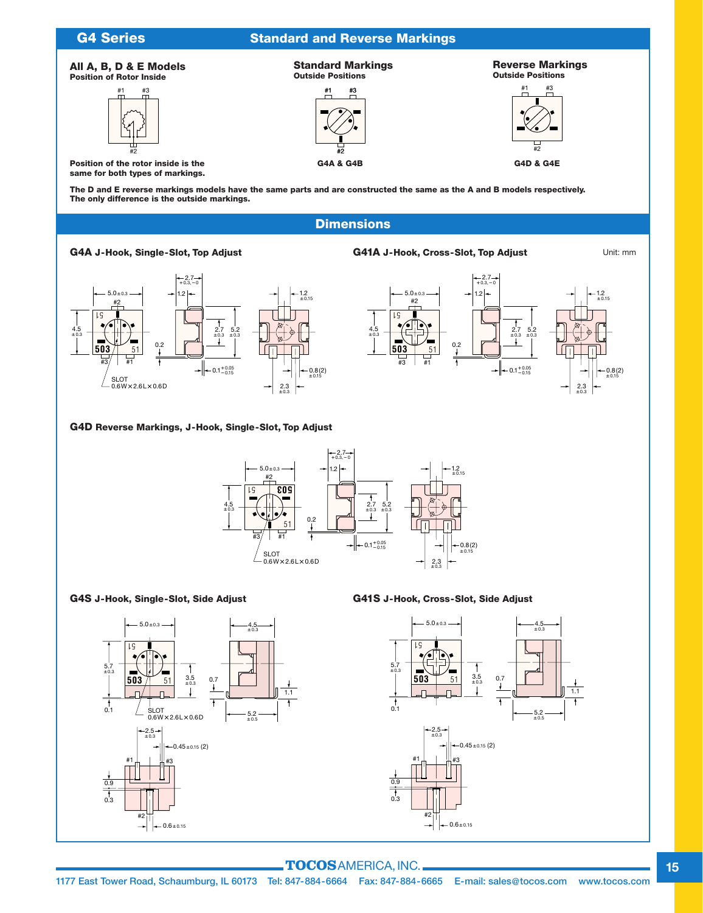## G4 Series — Standard and Reverse Markings

**All A, B, D & E Models**
**Position of Rotor Inside**

**Position of the rotor inside is the same for both types of markings.**

**Standard Markings**
**Outside Positions**

**G4A & G4B**

**Reverse Markings**
**Outside Positions**

**G4D & G4E**

**The D and E reverse markings models have the same parts and are constructed the same as the A and B models respectively. The only difference is the outside markings.**

## Dimensions

Unit: mm

### G4A J-Hook, Single-Slot, Top Adjust

SLOT 0.6W×2.6L×0.6D

### G41A J-Hook, Cross-Slot, Top Adjust

### G4D Reverse Markings, J-Hook, Single-Slot, Top Adjust

SLOT 0.6W×2.6L×0.6D

### G4S J-Hook, Single-Slot, Side Adjust

SLOT 0.6W×2.6L×0.6D

### G41S J-Hook, Cross-Slot, Side Adjust

**TOCOS** AMERICA, INC.

1177 East Tower Road, Schaumburg, IL 60173 Tel: 847-884-6664 Fax: 847-884-6665 E-mail: sales@tocos.com www.tocos.com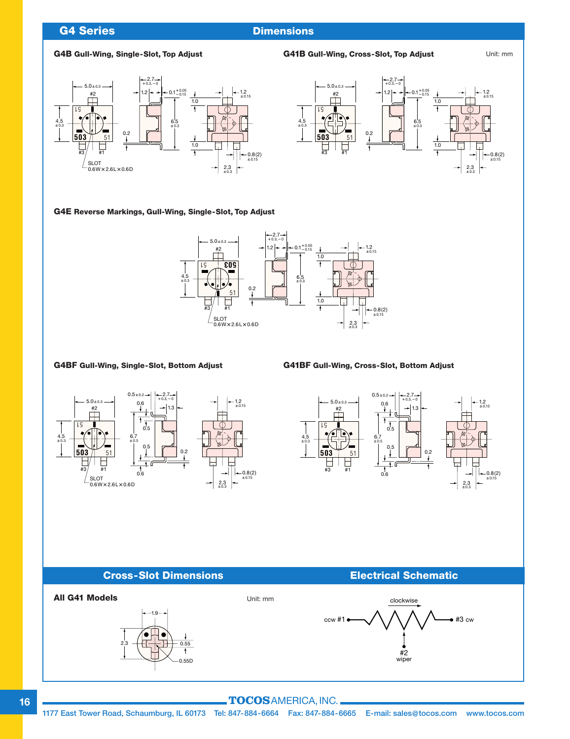## G4 Series — Dimensions

### G4B Gull-Wing, Single-Slot, Top Adjust

Unit: mm

5.0±0.3, 4.5±0.3, #2, #3, #1, 503, 51, 2.7 (+0.3, −0), 1.2, 0.1 (+0.05, −0.15), 6.5±0.3, 0.2, 1.0, 1.0, 1.2±0.15, 0.8(2)±0.15, 2.3±0.3

SLOT 0.6W×2.6L×0.6D

### G41B Gull-Wing, Cross-Slot, Top Adjust

5.0±0.3, 4.5±0.3, #2, #3, #1, 503, 51, 2.7 (+0.3, −0), 1.2, 0.1 (+0.05, −0.15), 6.5±0.3, 0.2, 1.0, 1.0, 1.2±0.15, 0.8(2)±0.15, 2.3±0.3

### G4E Reverse Markings, Gull-Wing, Single-Slot, Top Adjust

5.0±0.3, 4.5±0.3, #2, #3, #1, 503, 51, 2.7 (+0.3, −0), 1.2, 0.1 (+0.05, −0.15), 6.5±0.3, 0.2, 1.0, 1.0, 1.2±0.15, 0.8(2)±0.15, 2.3±0.3

SLOT 0.6W×2.6L×0.6D

### G4BF Gull-Wing, Single-Slot, Bottom Adjust

5.0±0.3, 4.5±0.3, #2, #3, #1, 503, 51, 0.5±0.2, 2.7 (+0.3, −0), 0.6, 1.3, 0.5, 6.7±0.5, 0.5, 0.2, 0.6, 1.2±0.15, 0.8(2)±0.15, 2.3±0.3

SLOT 0.6W×2.6L×0.6D

### G41BF Gull-Wing, Cross-Slot, Bottom Adjust

5.0±0.3, 4.5±0.3, #2, #3, #1, 503, 51, 0.5±0.2, 2.7 (+0.3, −0), 0.6, 1.3, 0.5, 6.7±0.5, 0.5, 0.2, 0.6, 1.2±0.15, 0.8(2)±0.15, 2.3±0.3

## Cross-Slot Dimensions

**All G41 Models**

Unit: mm

1.9, 2.3, 0.55, 0.55D

## Electrical Schematic

clockwise

ccw #1 — #3 cw

#2 wiper

**TOCOS** AMERICA, INC.

1177 East Tower Road, Schaumburg, IL 60173 Tel: 847-884-6664 Fax: 847-884-6665 E-mail: sales@tocos.com www.tocos.com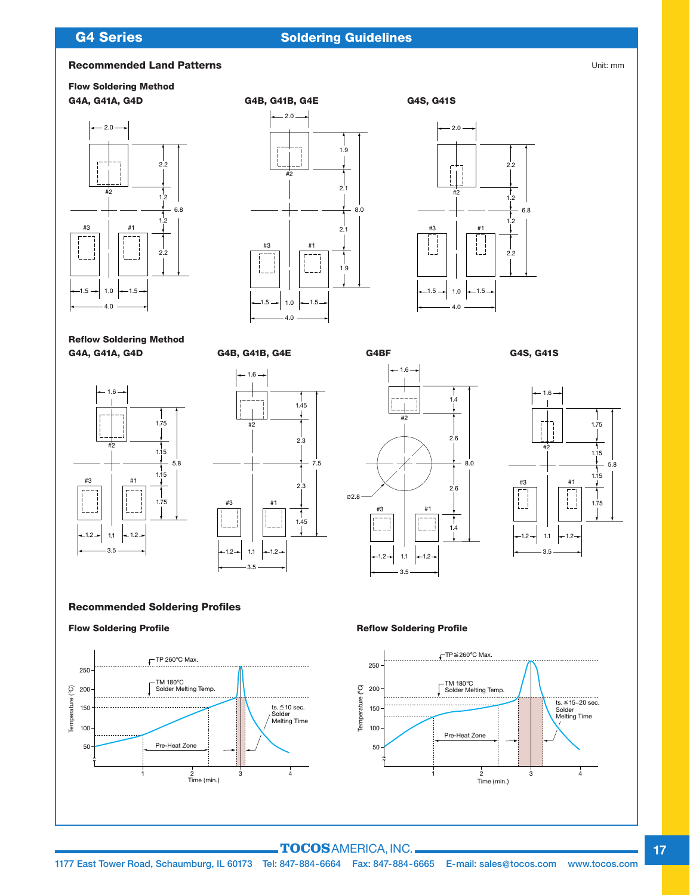## G4 Series — Soldering Guidelines

### Recommended Land Patterns

Unit: mm

#### Flow Soldering Method

**G4A, G41A, G4D**

2.0, 2.2, 1.2, 6.8, 1.2, 2.2, #2, #3, #1, 1.5, 1.0, 1.5, 4.0

**G4B, G41B, G4E**

2.0, 1.9, 2.1, 8.0, 2.1, 1.9, #2, #3, #1, 1.5, 1.0, 1.5, 4.0

**G4S, G41S**

2.0, 2.2, 1.2, 6.8, 1.2, 2.2, #2, #3, #1, 1.5, 1.0, 1.5, 4.0

#### Reflow Soldering Method

**G4A, G41A, G4D**

1.6, 1.75, 1.15, 5.8, 1.15, 1.75, #2, #3, #1, 1.2, 1.1, 1.2, 3.5

**G4B, G41B, G4E**

1.6, 1.45, 2.3, 7.5, 2.3, 1.45, #2, #3, #1, 1.2, 1.1, 1.2, 3.5

**G4BF**

1.6, 1.4, 2.6, 8.0, 2.6, 1.4, ø2.8, #2, #3, #1, 1.2, 1.1, 1.2, 3.5

**G4S, G41S**

1.6, 1.75, 1.15, 5.8, 1.15, 1.75, #2, #3, #1, 1.2, 1.1, 1.2, 3.5

### Recommended Soldering Profiles

#### Flow Soldering Profile

- TP 260℃ Max.
- TM 180℃ Solder Melting Temp.
- ts. ≦ 10 sec. Solder Melting Time
- Pre-Heat Zone
- Temperature (℃): 50, 100, 150, 200, 250
- Time (min.): 1, 2, 3, 4

#### Reflow Soldering Profile

- TP ≦ 260℃ Max.
- TM 180℃ Solder Melting Temp.
- ts. ≦ 15–20 sec. Solder Melting Time
- Pre-Heat Zone
- Temperature (℃): 50, 100, 150, 200, 250
- Time (min.): 1, 2, 3, 4

**TOCOS** AMERICA, INC.

1177 East Tower Road, Schaumburg, IL 60173 Tel: 847-884-6664 Fax: 847-884-6665 E-mail: sales@tocos.com www.tocos.com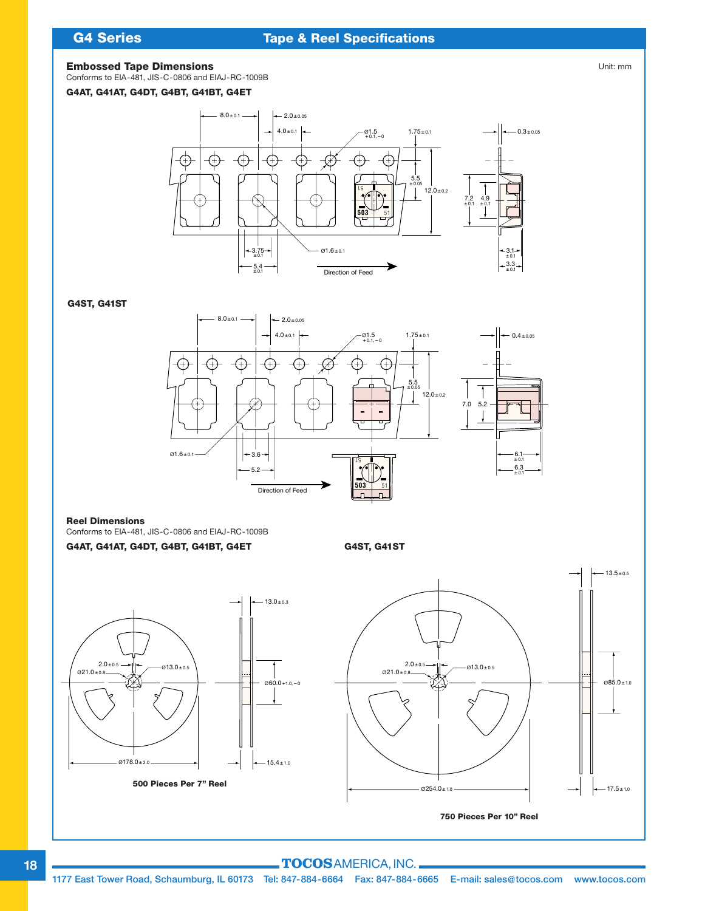## G4 Series — Tape & Reel Specifications

### Embossed Tape Dimensions

Unit: mm

Conforms to EIA-481, JIS-C-0806 and EIAJ-RC-1009B

**G4AT, G41AT, G4DT, G4BT, G41BT, G4ET**

8.0±0.1   2.0±0.05   4.0±0.1   ø1.5 +0.1, −0   1.75±0.1   0.3±0.05

5.5±0.05   12.0±0.2   7.2±0.1   4.9±0.1

3.75±0.1   5.4±0.1   ø1.6±0.1   3.1±0.1   3.3±0.1

Direction of Feed

**G4ST, G41ST**

8.0±0.1   2.0±0.05   4.0±0.1   ø1.5 +0.1, −0   1.75±0.1   0.4±0.05

5.5±0.05   12.0±0.2   7.0   5.2

ø1.6±0.1   3.6   5.2   6.1±0.1   6.3±0.1

Direction of Feed

### Reel Dimensions

Conforms to EIA-481, JIS-C-0806 and EIAJ-RC-1009B

**G4AT, G41AT, G4DT, G4BT, G41BT, G4ET**

2.0±0.5   ø21.0±0.8   ø13.0±0.5   13.0±0.3   ø60.0 +1.0, −0   ø178.0±2.0   15.4±1.0

**500 Pieces Per 7" Reel**

**G4ST, G41ST**

2.0±0.5   ø21.0±0.8   ø13.0±0.5   13.5±0.5   ø85.0±1.0   ø254.0±1.0   17.5±1.0

**750 Pieces Per 10" Reel**

**TOCOS** AMERICA, INC.

1177 East Tower Road, Schaumburg, IL 60173   Tel: 847-884-6664   Fax: 847-884-6665   E-mail: sales@tocos.com   www.tocos.com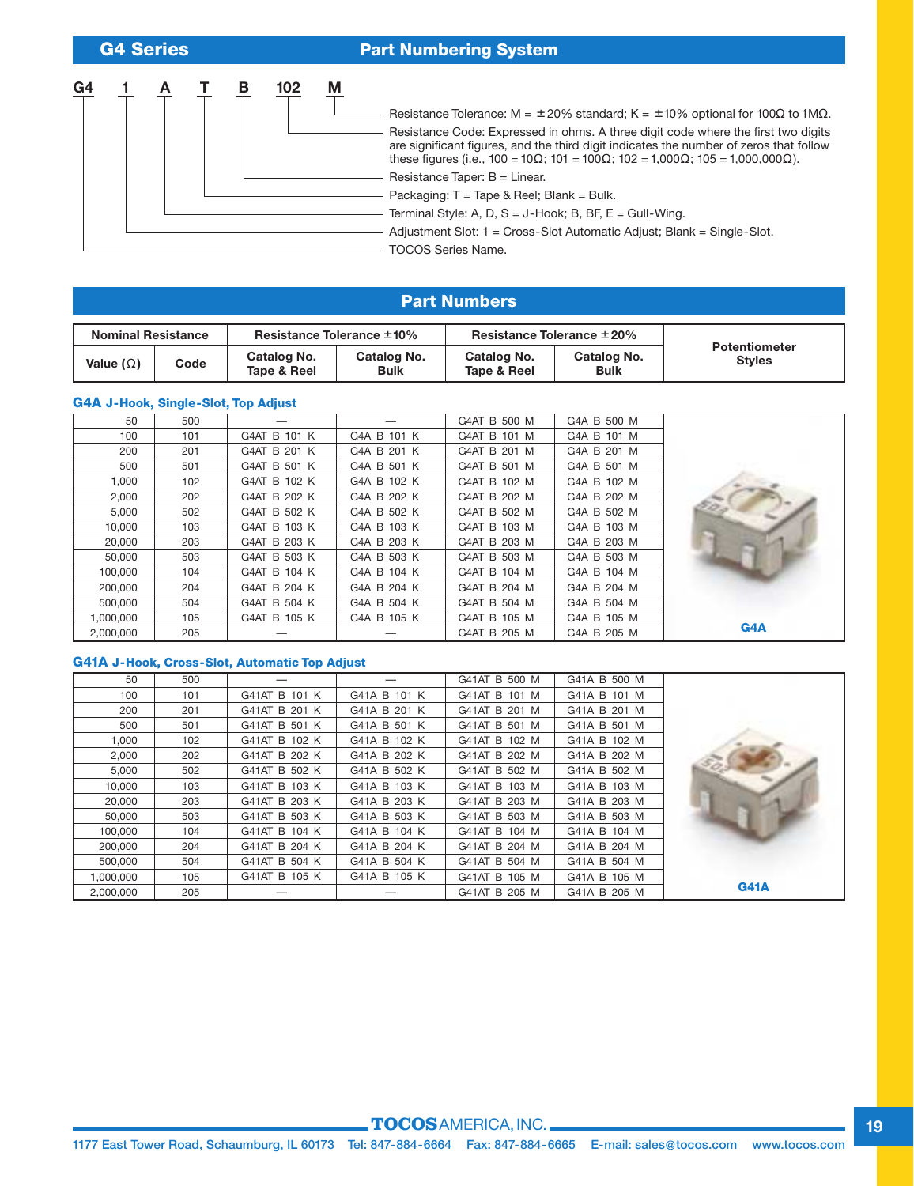## G4 Series — Part Numbering System

**G4 1 A T B 102 M**

- **M** — Resistance Tolerance: M = ±20% standard; K = ±10% optional for 100Ω to 1MΩ.
- **102** — Resistance Code: Expressed in ohms. A three digit code where the first two digits are significant figures, and the third digit indicates the number of zeros that follow these figures (i.e., 100 = 10Ω; 101 = 100Ω; 102 = 1,000Ω; 105 = 1,000,000Ω).
- **B** — Resistance Taper: B = Linear.
- **T** — Packaging: T = Tape & Reel; Blank = Bulk.
- **A** — Terminal Style: A, D, S = J-Hook; B, BF, E = Gull-Wing.
- **1** — Adjustment Slot: 1 = Cross-Slot Automatic Adjust; Blank = Single-Slot.
- **G4** — TOCOS Series Name.

## Part Numbers

### G4A J-Hook, Single-Slot, Top Adjust

| Nominal Resistance Value (Ω) | Code | Resistance Tolerance ±10% Catalog No. Tape & Reel | Resistance Tolerance ±10% Catalog No. Bulk | Resistance Tolerance ±20% Catalog No. Tape & Reel | Resistance Tolerance ±20% Catalog No. Bulk | Potentiometer Styles |
|---|---|---|---|---|---|---|
| 50 | 500 | — | — | G4AT B 500 M | G4A B 500 M | G4A |
| 100 | 101 | G4AT B 101 K | G4A B 101 K | G4AT B 101 M | G4A B 101 M | |
| 200 | 201 | G4AT B 201 K | G4A B 201 K | G4AT B 201 M | G4A B 201 M | |
| 500 | 501 | G4AT B 501 K | G4A B 501 K | G4AT B 501 M | G4A B 501 M | |
| 1,000 | 102 | G4AT B 102 K | G4A B 102 K | G4AT B 102 M | G4A B 102 M | |
| 2,000 | 202 | G4AT B 202 K | G4A B 202 K | G4AT B 202 M | G4A B 202 M | |
| 5,000 | 502 | G4AT B 502 K | G4A B 502 K | G4AT B 502 M | G4A B 502 M | |
| 10,000 | 103 | G4AT B 103 K | G4A B 103 K | G4AT B 103 M | G4A B 103 M | |
| 20,000 | 203 | G4AT B 203 K | G4A B 203 K | G4AT B 203 M | G4A B 203 M | |
| 50,000 | 503 | G4AT B 503 K | G4A B 503 K | G4AT B 503 M | G4A B 503 M | |
| 100,000 | 104 | G4AT B 104 K | G4A B 104 K | G4AT B 104 M | G4A B 104 M | |
| 200,000 | 204 | G4AT B 204 K | G4A B 204 K | G4AT B 204 M | G4A B 204 M | |
| 500,000 | 504 | G4AT B 504 K | G4A B 504 K | G4AT B 504 M | G4A B 504 M | |
| 1,000,000 | 105 | G4AT B 105 K | G4A B 105 K | G4AT B 105 M | G4A B 105 M | |
| 2,000,000 | 205 | — | — | G4AT B 205 M | G4A B 205 M | |

### G41A J-Hook, Cross-Slot, Automatic Top Adjust

| Nominal Resistance Value (Ω) | Code | Resistance Tolerance ±10% Catalog No. Tape & Reel | Resistance Tolerance ±10% Catalog No. Bulk | Resistance Tolerance ±20% Catalog No. Tape & Reel | Resistance Tolerance ±20% Catalog No. Bulk | Potentiometer Styles |
|---|---|---|---|---|---|---|
| 50 | 500 | — | — | G41AT B 500 M | G41A B 500 M | G41A |
| 100 | 101 | G41AT B 101 K | G41A B 101 K | G41AT B 101 M | G41A B 101 M | |
| 200 | 201 | G41AT B 201 K | G41A B 201 K | G41AT B 201 M | G41A B 201 M | |
| 500 | 501 | G41AT B 501 K | G41A B 501 K | G41AT B 501 M | G41A B 501 M | |
| 1,000 | 102 | G41AT B 102 K | G41A B 102 K | G41AT B 102 M | G41A B 102 M | |
| 2,000 | 202 | G41AT B 202 K | G41A B 202 K | G41AT B 202 M | G41A B 202 M | |
| 5,000 | 502 | G41AT B 502 K | G41A B 502 K | G41AT B 502 M | G41A B 502 M | |
| 10,000 | 103 | G41AT B 103 K | G41A B 103 K | G41AT B 103 M | G41A B 103 M | |
| 20,000 | 203 | G41AT B 203 K | G41A B 203 K | G41AT B 203 M | G41A B 203 M | |
| 50,000 | 503 | G41AT B 503 K | G41A B 503 K | G41AT B 503 M | G41A B 503 M | |
| 100,000 | 104 | G41AT B 104 K | G41A B 104 K | G41AT B 104 M | G41A B 104 M | |
| 200,000 | 204 | G41AT B 204 K | G41A B 204 K | G41AT B 204 M | G41A B 204 M | |
| 500,000 | 504 | G41AT B 504 K | G41A B 504 K | G41AT B 504 M | G41A B 504 M | |
| 1,000,000 | 105 | G41AT B 105 K | G41A B 105 K | G41AT B 105 M | G41A B 105 M | |
| 2,000,000 | 205 | — | — | G41AT B 205 M | G41A B 205 M | |

**TOCOS** AMERICA, INC.

1177 East Tower Road, Schaumburg, IL 60173 Tel: 847-884-6664 Fax: 847-884-6665 E-mail: sales@tocos.com www.tocos.com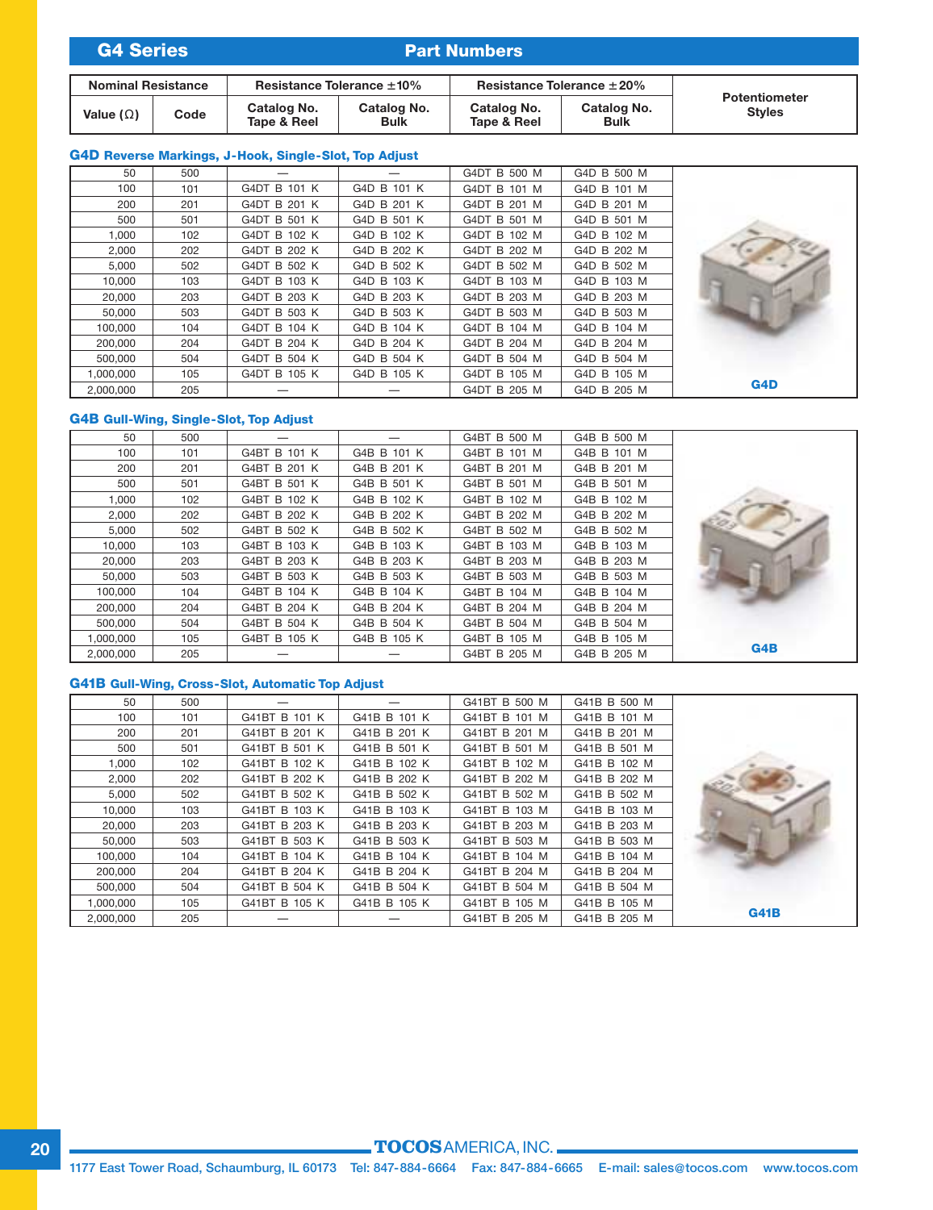## G4 Series — Part Numbers

| Nominal Resistance | | Resistance Tolerance ±10% | | Resistance Tolerance ±20% | | Potentiometer Styles |
|---|---|---|---|---|---|---|
| Value (Ω) | Code | Catalog No. Tape & Reel | Catalog No. Bulk | Catalog No. Tape & Reel | Catalog No. Bulk | |

### G4D Reverse Markings, J-Hook, Single-Slot, Top Adjust

| Value (Ω) | Code | Catalog No. Tape & Reel (±10%) | Catalog No. Bulk (±10%) | Catalog No. Tape & Reel (±20%) | Catalog No. Bulk (±20%) | Potentiometer Styles |
|---|---|---|---|---|---|---|
| 50 | 500 | — | — | G4DT B 500 M | G4D B 500 M | G4D |
| 100 | 101 | G4DT B 101 K | G4D B 101 K | G4DT B 101 M | G4D B 101 M | |
| 200 | 201 | G4DT B 201 K | G4D B 201 K | G4DT B 201 M | G4D B 201 M | |
| 500 | 501 | G4DT B 501 K | G4D B 501 K | G4DT B 501 M | G4D B 501 M | |
| 1,000 | 102 | G4DT B 102 K | G4D B 102 K | G4DT B 102 M | G4D B 102 M | |
| 2,000 | 202 | G4DT B 202 K | G4D B 202 K | G4DT B 202 M | G4D B 202 M | |
| 5,000 | 502 | G4DT B 502 K | G4D B 502 K | G4DT B 502 M | G4D B 502 M | |
| 10,000 | 103 | G4DT B 103 K | G4D B 103 K | G4DT B 103 M | G4D B 103 M | |
| 20,000 | 203 | G4DT B 203 K | G4D B 203 K | G4DT B 203 M | G4D B 203 M | |
| 50,000 | 503 | G4DT B 503 K | G4D B 503 K | G4DT B 503 M | G4D B 503 M | |
| 100,000 | 104 | G4DT B 104 K | G4D B 104 K | G4DT B 104 M | G4D B 104 M | |
| 200,000 | 204 | G4DT B 204 K | G4D B 204 K | G4DT B 204 M | G4D B 204 M | |
| 500,000 | 504 | G4DT B 504 K | G4D B 504 K | G4DT B 504 M | G4D B 504 M | |
| 1,000,000 | 105 | G4DT B 105 K | G4D B 105 K | G4DT B 105 M | G4D B 105 M | |
| 2,000,000 | 205 | — | — | G4DT B 205 M | G4D B 205 M | |

### G4B Gull-Wing, Single-Slot, Top Adjust

| Value (Ω) | Code | Catalog No. Tape & Reel (±10%) | Catalog No. Bulk (±10%) | Catalog No. Tape & Reel (±20%) | Catalog No. Bulk (±20%) | Potentiometer Styles |
|---|---|---|---|---|---|---|
| 50 | 500 | — | — | G4BT B 500 M | G4B B 500 M | G4B |
| 100 | 101 | G4BT B 101 K | G4B B 101 K | G4BT B 101 M | G4B B 101 M | |
| 200 | 201 | G4BT B 201 K | G4B B 201 K | G4BT B 201 M | G4B B 201 M | |
| 500 | 501 | G4BT B 501 K | G4B B 501 K | G4BT B 501 M | G4B B 501 M | |
| 1,000 | 102 | G4BT B 102 K | G4B B 102 K | G4BT B 102 M | G4B B 102 M | |
| 2,000 | 202 | G4BT B 202 K | G4B B 202 K | G4BT B 202 M | G4B B 202 M | |
| 5,000 | 502 | G4BT B 502 K | G4B B 502 K | G4BT B 502 M | G4B B 502 M | |
| 10,000 | 103 | G4BT B 103 K | G4B B 103 K | G4BT B 103 M | G4B B 103 M | |
| 20,000 | 203 | G4BT B 203 K | G4B B 203 K | G4BT B 203 M | G4B B 203 M | |
| 50,000 | 503 | G4BT B 503 K | G4B B 503 K | G4BT B 503 M | G4B B 503 M | |
| 100,000 | 104 | G4BT B 104 K | G4B B 104 K | G4BT B 104 M | G4B B 104 M | |
| 200,000 | 204 | G4BT B 204 K | G4B B 204 K | G4BT B 204 M | G4B B 204 M | |
| 500,000 | 504 | G4BT B 504 K | G4B B 504 K | G4BT B 504 M | G4B B 504 M | |
| 1,000,000 | 105 | G4BT B 105 K | G4B B 105 K | G4BT B 105 M | G4B B 105 M | |
| 2,000,000 | 205 | — | — | G4BT B 205 M | G4B B 205 M | |

### G41B Gull-Wing, Cross-Slot, Automatic Top Adjust

| Value (Ω) | Code | Catalog No. Tape & Reel (±10%) | Catalog No. Bulk (±10%) | Catalog No. Tape & Reel (±20%) | Catalog No. Bulk (±20%) | Potentiometer Styles |
|---|---|---|---|---|---|---|
| 50 | 500 | — | — | G41BT B 500 M | G41B B 500 M | G41B |
| 100 | 101 | G41BT B 101 K | G41B B 101 K | G41BT B 101 M | G41B B 101 M | |
| 200 | 201 | G41BT B 201 K | G41B B 201 K | G41BT B 201 M | G41B B 201 M | |
| 500 | 501 | G41BT B 501 K | G41B B 501 K | G41BT B 501 M | G41B B 501 M | |
| 1,000 | 102 | G41BT B 102 K | G41B B 102 K | G41BT B 102 M | G41B B 102 M | |
| 2,000 | 202 | G41BT B 202 K | G41B B 202 K | G41BT B 202 M | G41B B 202 M | |
| 5,000 | 502 | G41BT B 502 K | G41B B 502 K | G41BT B 502 M | G41B B 502 M | |
| 10,000 | 103 | G41BT B 103 K | G41B B 103 K | G41BT B 103 M | G41B B 103 M | |
| 20,000 | 203 | G41BT B 203 K | G41B B 203 K | G41BT B 203 M | G41B B 203 M | |
| 50,000 | 503 | G41BT B 503 K | G41B B 503 K | G41BT B 503 M | G41B B 503 M | |
| 100,000 | 104 | G41BT B 104 K | G41B B 104 K | G41BT B 104 M | G41B B 104 M | |
| 200,000 | 204 | G41BT B 204 K | G41B B 204 K | G41BT B 204 M | G41B B 204 M | |
| 500,000 | 504 | G41BT B 504 K | G41B B 504 K | G41BT B 504 M | G41B B 504 M | |
| 1,000,000 | 105 | G41BT B 105 K | G41B B 105 K | G41BT B 105 M | G41B B 105 M | |
| 2,000,000 | 205 | — | — | G41BT B 205 M | G41B B 205 M | |

**TOCOS** AMERICA, INC.

1177 East Tower Road, Schaumburg, IL 60173 Tel: 847-884-6664 Fax: 847-884-6665 E-mail: sales@tocos.com www.tocos.com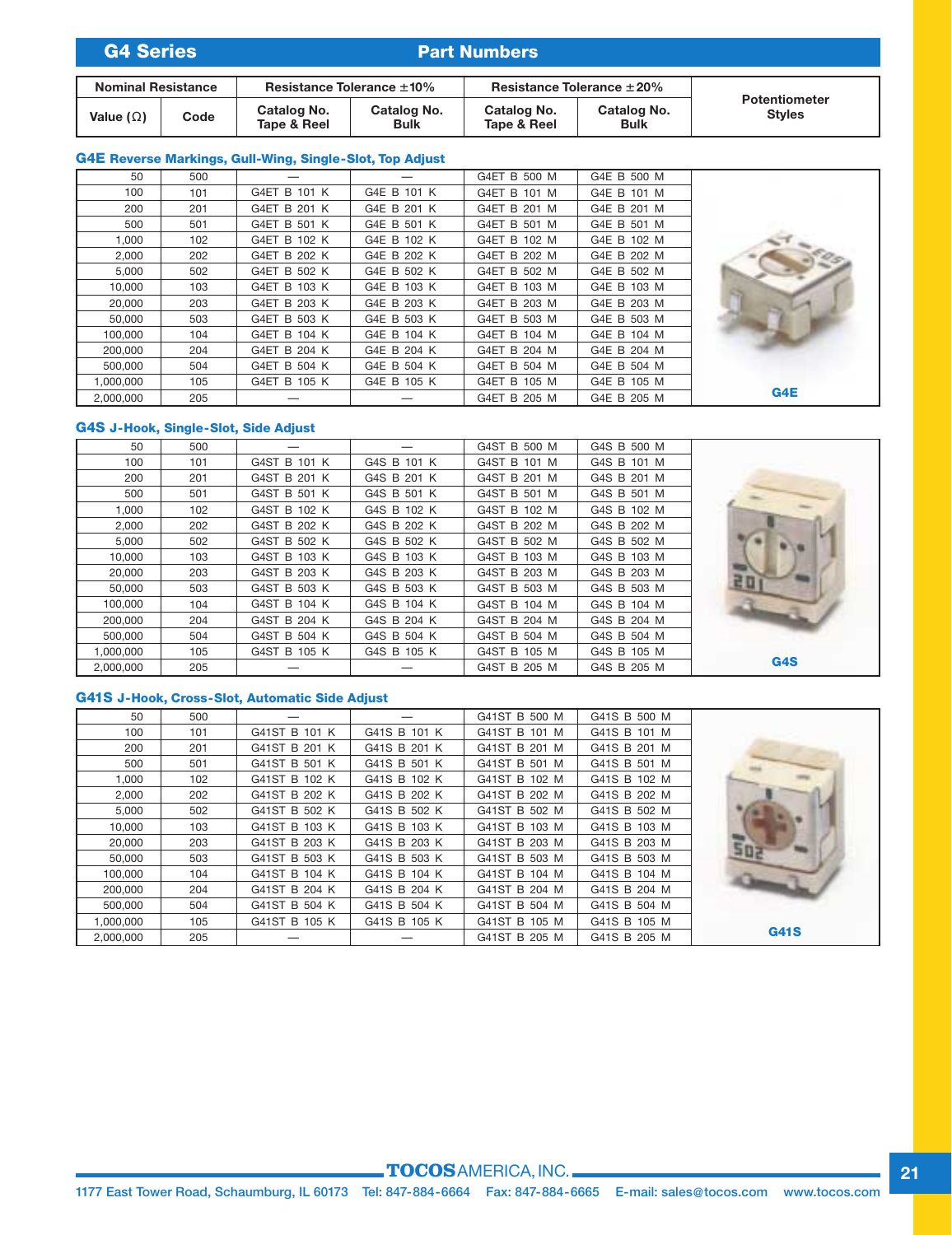## G4 Series — Part Numbers

| Nominal Resistance | | Resistance Tolerance ±10% | | Resistance Tolerance ±20% | | Potentiometer Styles |
|---|---|---|---|---|---|---|
| Value (Ω) | Code | Catalog No. Tape & Reel | Catalog No. Bulk | Catalog No. Tape & Reel | Catalog No. Bulk | |

### G4E Reverse Markings, Gull-Wing, Single-Slot, Top Adjust

| Value (Ω) | Code | ±10% Tape & Reel | ±10% Bulk | ±20% Tape & Reel | ±20% Bulk | Potentiometer Styles |
|---|---|---|---|---|---|---|
| 50 | 500 | — | — | G4ET B 500 M | G4E B 500 M | G4E |
| 100 | 101 | G4ET B 101 K | G4E B 101 K | G4ET B 101 M | G4E B 101 M | |
| 200 | 201 | G4ET B 201 K | G4E B 201 K | G4ET B 201 M | G4E B 201 M | |
| 500 | 501 | G4ET B 501 K | G4E B 501 K | G4ET B 501 M | G4E B 501 M | |
| 1,000 | 102 | G4ET B 102 K | G4E B 102 K | G4ET B 102 M | G4E B 102 M | |
| 2,000 | 202 | G4ET B 202 K | G4E B 202 K | G4ET B 202 M | G4E B 202 M | |
| 5,000 | 502 | G4ET B 502 K | G4E B 502 K | G4ET B 502 M | G4E B 502 M | |
| 10,000 | 103 | G4ET B 103 K | G4E B 103 K | G4ET B 103 M | G4E B 103 M | |
| 20,000 | 203 | G4ET B 203 K | G4E B 203 K | G4ET B 203 M | G4E B 203 M | |
| 50,000 | 503 | G4ET B 503 K | G4E B 503 K | G4ET B 503 M | G4E B 503 M | |
| 100,000 | 104 | G4ET B 104 K | G4E B 104 K | G4ET B 104 M | G4E B 104 M | |
| 200,000 | 204 | G4ET B 204 K | G4E B 204 K | G4ET B 204 M | G4E B 204 M | |
| 500,000 | 504 | G4ET B 504 K | G4E B 504 K | G4ET B 504 M | G4E B 504 M | |
| 1,000,000 | 105 | G4ET B 105 K | G4E B 105 K | G4ET B 105 M | G4E B 105 M | |
| 2,000,000 | 205 | — | — | G4ET B 205 M | G4E B 205 M | |

### G4S J-Hook, Single-Slot, Side Adjust

| Value (Ω) | Code | ±10% Tape & Reel | ±10% Bulk | ±20% Tape & Reel | ±20% Bulk | Potentiometer Styles |
|---|---|---|---|---|---|---|
| 50 | 500 | — | — | G4ST B 500 M | G4S B 500 M | G4S |
| 100 | 101 | G4ST B 101 K | G4S B 101 K | G4ST B 101 M | G4S B 101 M | |
| 200 | 201 | G4ST B 201 K | G4S B 201 K | G4ST B 201 M | G4S B 201 M | |
| 500 | 501 | G4ST B 501 K | G4S B 501 K | G4ST B 501 M | G4S B 501 M | |
| 1,000 | 102 | G4ST B 102 K | G4S B 102 K | G4ST B 102 M | G4S B 102 M | |
| 2,000 | 202 | G4ST B 202 K | G4S B 202 K | G4ST B 202 M | G4S B 202 M | |
| 5,000 | 502 | G4ST B 502 K | G4S B 502 K | G4ST B 502 M | G4S B 502 M | |
| 10,000 | 103 | G4ST B 103 K | G4S B 103 K | G4ST B 103 M | G4S B 103 M | |
| 20,000 | 203 | G4ST B 203 K | G4S B 203 K | G4ST B 203 M | G4S B 203 M | |
| 50,000 | 503 | G4ST B 503 K | G4S B 503 K | G4ST B 503 M | G4S B 503 M | |
| 100,000 | 104 | G4ST B 104 K | G4S B 104 K | G4ST B 104 M | G4S B 104 M | |
| 200,000 | 204 | G4ST B 204 K | G4S B 204 K | G4ST B 204 M | G4S B 204 M | |
| 500,000 | 504 | G4ST B 504 K | G4S B 504 K | G4ST B 504 M | G4S B 504 M | |
| 1,000,000 | 105 | G4ST B 105 K | G4S B 105 K | G4ST B 105 M | G4S B 105 M | |
| 2,000,000 | 205 | — | — | G4ST B 205 M | G4S B 205 M | |

### G41S J-Hook, Cross-Slot, Automatic Side Adjust

| Value (Ω) | Code | ±10% Tape & Reel | ±10% Bulk | ±20% Tape & Reel | ±20% Bulk | Potentiometer Styles |
|---|---|---|---|---|---|---|
| 50 | 500 | — | — | G41ST B 500 M | G41S B 500 M | G41S |
| 100 | 101 | G41ST B 101 K | G41S B 101 K | G41ST B 101 M | G41S B 101 M | |
| 200 | 201 | G41ST B 201 K | G41S B 201 K | G41ST B 201 M | G41S B 201 M | |
| 500 | 501 | G41ST B 501 K | G41S B 501 K | G41ST B 501 M | G41S B 501 M | |
| 1,000 | 102 | G41ST B 102 K | G41S B 102 K | G41ST B 102 M | G41S B 102 M | |
| 2,000 | 202 | G41ST B 202 K | G41S B 202 K | G41ST B 202 M | G41S B 202 M | |
| 5,000 | 502 | G41ST B 502 K | G41S B 502 K | G41ST B 502 M | G41S B 502 M | |
| 10,000 | 103 | G41ST B 103 K | G41S B 103 K | G41ST B 103 M | G41S B 103 M | |
| 20,000 | 203 | G41ST B 203 K | G41S B 203 K | G41ST B 203 M | G41S B 203 M | |
| 50,000 | 503 | G41ST B 503 K | G41S B 503 K | G41ST B 503 M | G41S B 503 M | |
| 100,000 | 104 | G41ST B 104 K | G41S B 104 K | G41ST B 104 M | G41S B 104 M | |
| 200,000 | 204 | G41ST B 204 K | G41S B 204 K | G41ST B 204 M | G41S B 204 M | |
| 500,000 | 504 | G41ST B 504 K | G41S B 504 K | G41ST B 504 M | G41S B 504 M | |
| 1,000,000 | 105 | G41ST B 105 K | G41S B 105 K | G41ST B 105 M | G41S B 105 M | |
| 2,000,000 | 205 | — | — | G41ST B 205 M | G41S B 205 M | |

TOCOS AMERICA, INC.

1177 East Tower Road, Schaumburg, IL 60173   Tel: 847-884-6664   Fax: 847-884-6665   E-mail: sales@tocos.com   www.tocos.com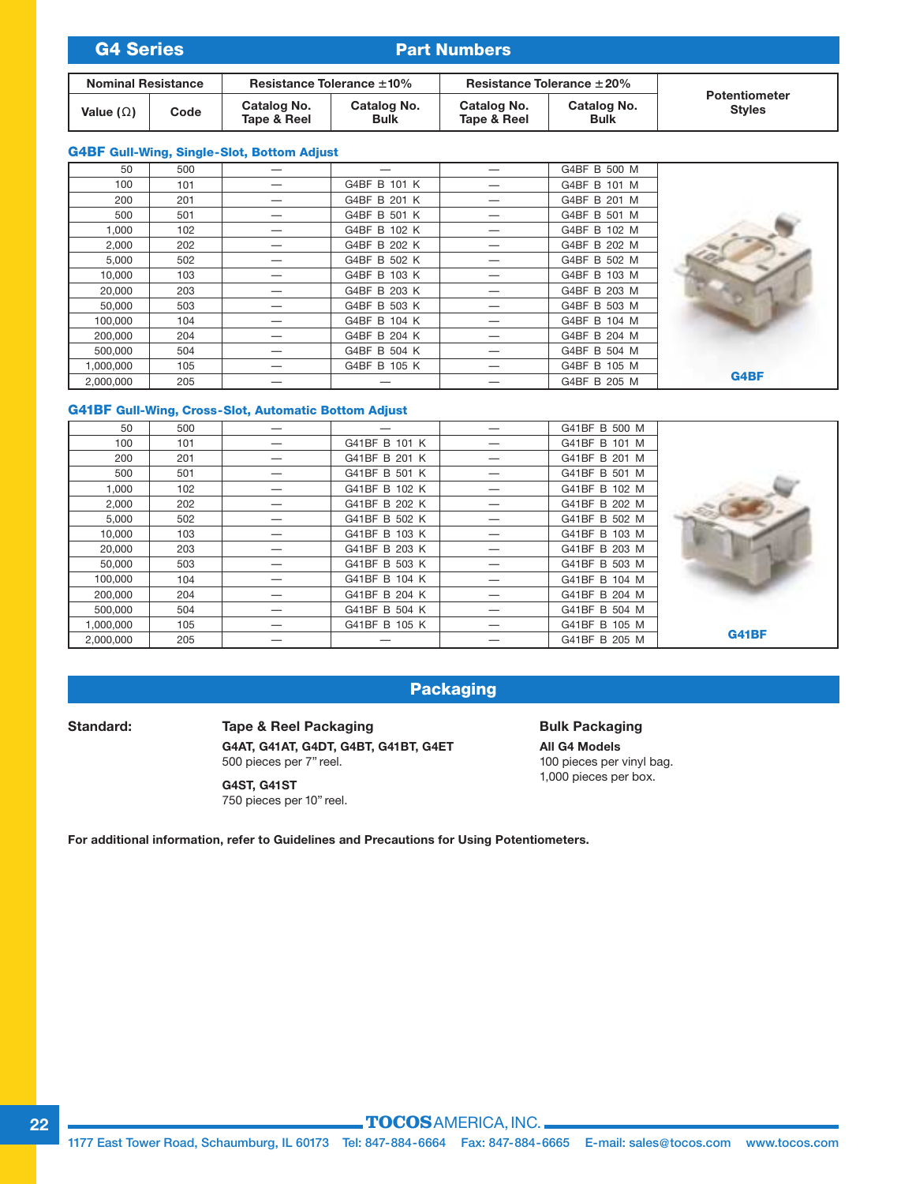## G4 Series — Part Numbers

| Nominal Resistance | | Resistance Tolerance ±10% | | Resistance Tolerance ±20% | | Potentiometer Styles |
|---|---|---|---|---|---|---|
| Value (Ω) | Code | Catalog No. Tape & Reel | Catalog No. Bulk | Catalog No. Tape & Reel | Catalog No. Bulk | |

### G4BF Gull-Wing, Single-Slot, Bottom Adjust

| Value (Ω) | Code | ±10% Tape & Reel | ±10% Bulk | ±20% Tape & Reel | ±20% Bulk | Potentiometer Styles |
|---|---|---|---|---|---|---|
| 50 | 500 | — | — | — | G4BF B 500 M | G4BF |
| 100 | 101 | — | G4BF B 101 K | — | G4BF B 101 M | |
| 200 | 201 | — | G4BF B 201 K | — | G4BF B 201 M | |
| 500 | 501 | — | G4BF B 501 K | — | G4BF B 501 M | |
| 1,000 | 102 | — | G4BF B 102 K | — | G4BF B 102 M | |
| 2,000 | 202 | — | G4BF B 202 K | — | G4BF B 202 M | |
| 5,000 | 502 | — | G4BF B 502 K | — | G4BF B 502 M | |
| 10,000 | 103 | — | G4BF B 103 K | — | G4BF B 103 M | |
| 20,000 | 203 | — | G4BF B 203 K | — | G4BF B 203 M | |
| 50,000 | 503 | — | G4BF B 503 K | — | G4BF B 503 M | |
| 100,000 | 104 | — | G4BF B 104 K | — | G4BF B 104 M | |
| 200,000 | 204 | — | G4BF B 204 K | — | G4BF B 204 M | |
| 500,000 | 504 | — | G4BF B 504 K | — | G4BF B 504 M | |
| 1,000,000 | 105 | — | G4BF B 105 K | — | G4BF B 105 M | |
| 2,000,000 | 205 | — | — | — | G4BF B 205 M | |

### G41BF Gull-Wing, Cross-Slot, Automatic Bottom Adjust

| Value (Ω) | Code | ±10% Tape & Reel | ±10% Bulk | ±20% Tape & Reel | ±20% Bulk | Potentiometer Styles |
|---|---|---|---|---|---|---|
| 50 | 500 | — | — | — | G41BF B 500 M | G41BF |
| 100 | 101 | — | G41BF B 101 K | — | G41BF B 101 M | |
| 200 | 201 | — | G41BF B 201 K | — | G41BF B 201 M | |
| 500 | 501 | — | G41BF B 501 K | — | G41BF B 501 M | |
| 1,000 | 102 | — | G41BF B 102 K | — | G41BF B 102 M | |
| 2,000 | 202 | — | G41BF B 202 K | — | G41BF B 202 M | |
| 5,000 | 502 | — | G41BF B 502 K | — | G41BF B 502 M | |
| 10,000 | 103 | — | G41BF B 103 K | — | G41BF B 103 M | |
| 20,000 | 203 | — | G41BF B 203 K | — | G41BF B 203 M | |
| 50,000 | 503 | — | G41BF B 503 K | — | G41BF B 503 M | |
| 100,000 | 104 | — | G41BF B 104 K | — | G41BF B 104 M | |
| 200,000 | 204 | — | G41BF B 204 K | — | G41BF B 204 M | |
| 500,000 | 504 | — | G41BF B 504 K | — | G41BF B 504 M | |
| 1,000,000 | 105 | — | G41BF B 105 K | — | G41BF B 105 M | |
| 2,000,000 | 205 | — | — | — | G41BF B 205 M | |

## Packaging

**Standard:**

**Tape & Reel Packaging**

**G4AT, G41AT, G4DT, G4BT, G41BT, G4ET**
500 pieces per 7" reel.

**G4ST, G41ST**
750 pieces per 10" reel.

**Bulk Packaging**

**All G4 Models**
100 pieces per vinyl bag.
1,000 pieces per box.

**For additional information, refer to Guidelines and Precautions for Using Potentiometers.**

TOCOS AMERICA, INC.

1177 East Tower Road, Schaumburg, IL 60173 Tel: 847-884-6664 Fax: 847-884-6665 E-mail: sales@tocos.com www.tocos.com